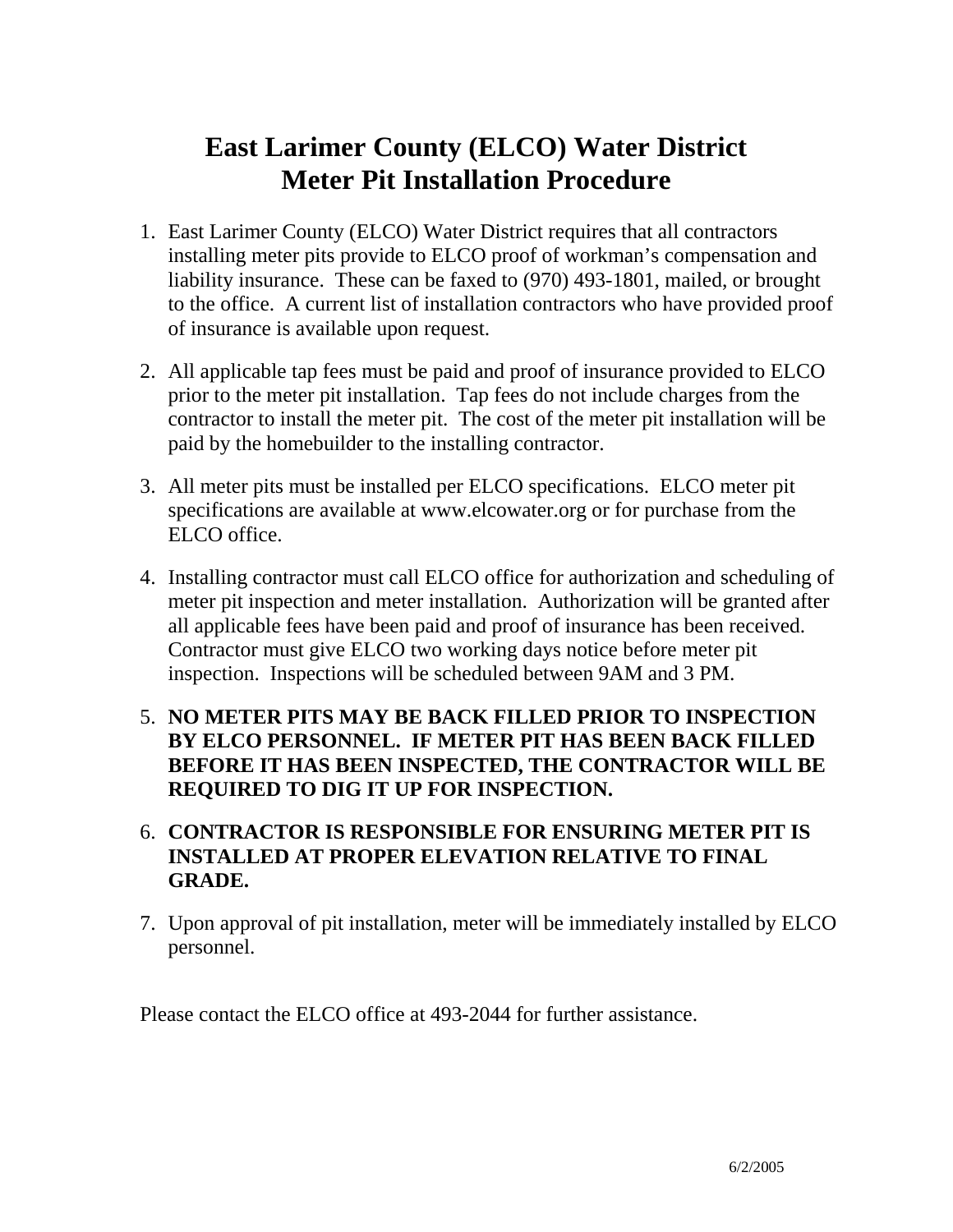# East Larimer County (ELCO) Water District
# Meter Pit Installation Procedure

1. East Larimer County (ELCO) Water District requires that all contractors installing meter pits provide to ELCO proof of workman's compensation and liability insurance. These can be faxed to (970) 493-1801, mailed, or brought to the office. A current list of installation contractors who have provided proof of insurance is available upon request.

2. All applicable tap fees must be paid and proof of insurance provided to ELCO prior to the meter pit installation. Tap fees do not include charges from the contractor to install the meter pit. The cost of the meter pit installation will be paid by the homebuilder to the installing contractor.

3. All meter pits must be installed per ELCO specifications. ELCO meter pit specifications are available at www.elcowater.org or for purchase from the ELCO office.

4. Installing contractor must call ELCO office for authorization and scheduling of meter pit inspection and meter installation. Authorization will be granted after all applicable fees have been paid and proof of insurance has been received. Contractor must give ELCO two working days notice before meter pit inspection. Inspections will be scheduled between 9AM and 3 PM.

5. **NO METER PITS MAY BE BACK FILLED PRIOR TO INSPECTION BY ELCO PERSONNEL. IF METER PIT HAS BEEN BACK FILLED BEFORE IT HAS BEEN INSPECTED, THE CONTRACTOR WILL BE REQUIRED TO DIG IT UP FOR INSPECTION.**

6. **CONTRACTOR IS RESPONSIBLE FOR ENSURING METER PIT IS INSTALLED AT PROPER ELEVATION RELATIVE TO FINAL GRADE.**

7. Upon approval of pit installation, meter will be immediately installed by ELCO personnel.

Please contact the ELCO office at 493-2044 for further assistance.

6/2/2005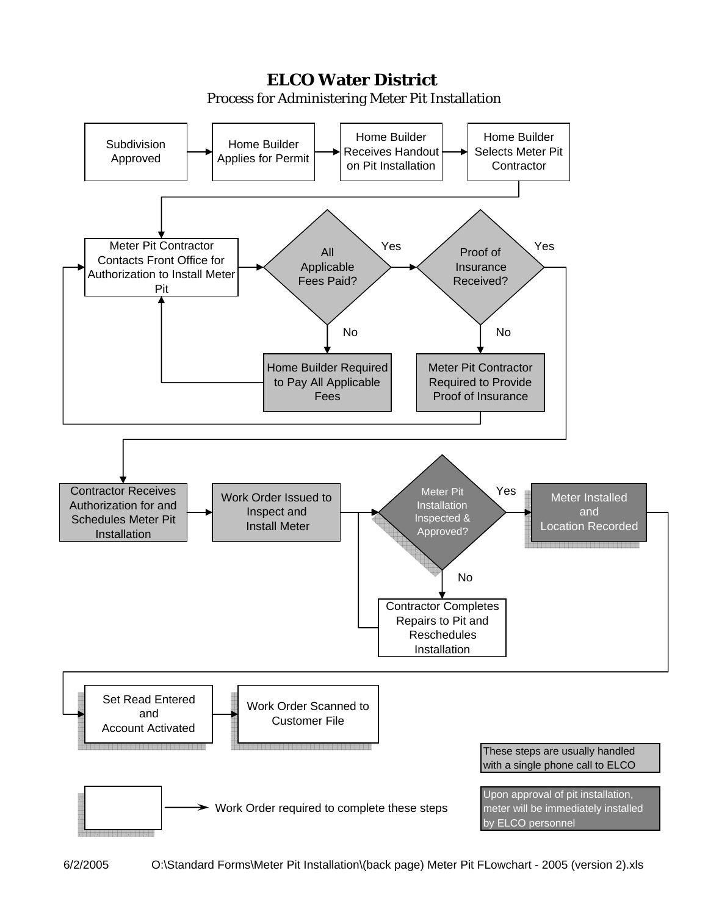# ELCO Water District

Process for Administering Meter Pit Installation

Subdivision Approved

Home Builder Applies for Permit

Home Builder Receives Handout on Pit Installation

Home Builder Selects Meter Pit Contractor

Meter Pit Contractor Contacts Front Office for Authorization to Install Meter Pit

All Applicable Fees Paid?

Yes

No

Home Builder Required to Pay All Applicable Fees

Proof of Insurance Received?

Yes

No

Meter Pit Contractor Required to Provide Proof of Insurance

Contractor Receives Authorization for and Schedules Meter Pit Installation

Work Order Issued to Inspect and Install Meter

Meter Pit Installation Inspected & Approved?

Yes

No

Meter Installed and Location Recorded

Contractor Completes Repairs to Pit and Reschedules Installation

Set Read Entered and Account Activated

Work Order Scanned to Customer File

These steps are usually handled with a single phone call to ELCO

Work Order required to complete these steps

Upon approval of pit installation, meter will be immediately installed by ELCO personnel

6/2/2005 O:\Standard Forms\Meter Pit Installation\(back page) Meter Pit FLowchart - 2005 (version 2).xls